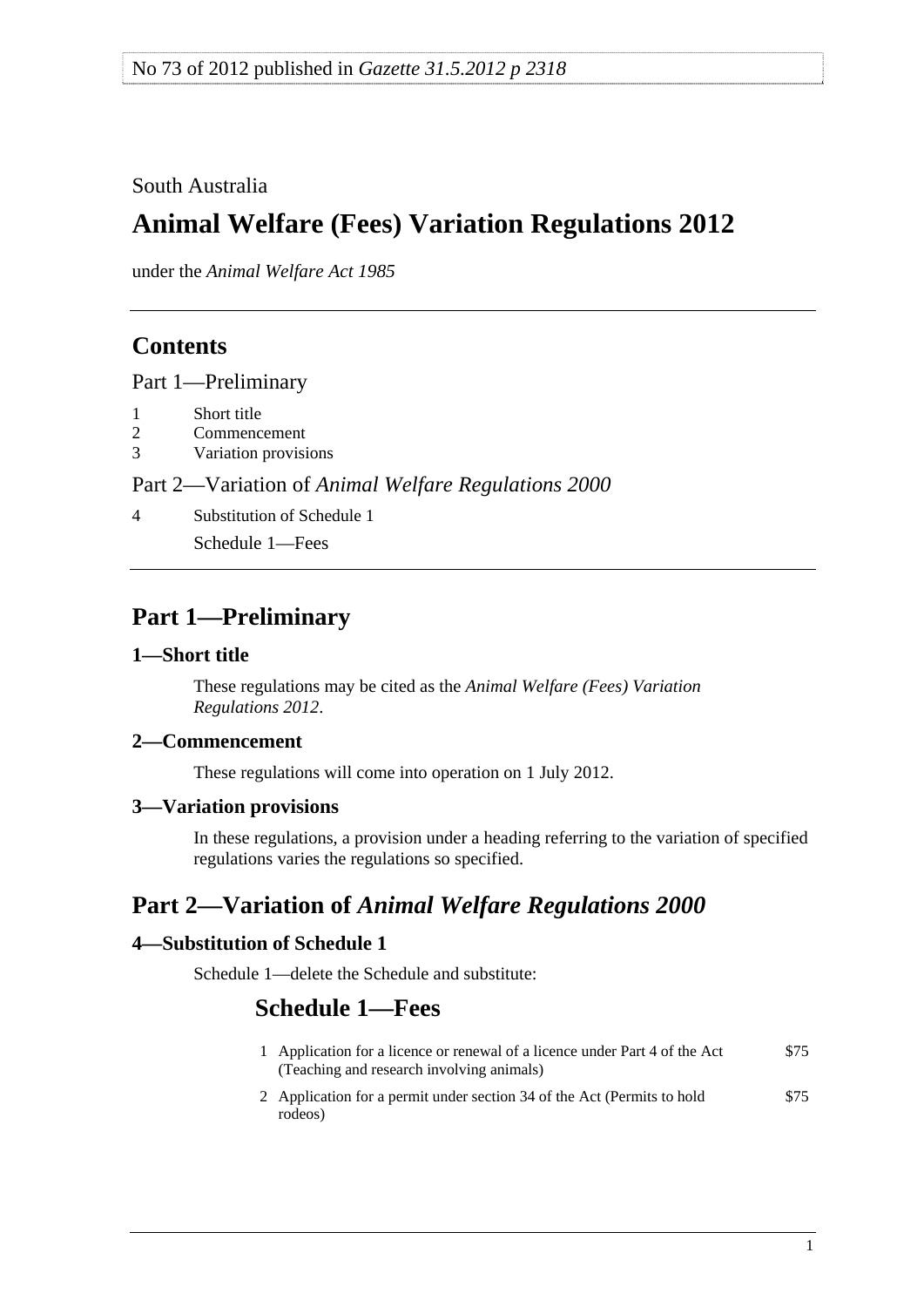No 73 of 2012 published in *Gazette 31.5.2012 p 2318*

South Australia

# Animal Welfare (Fees) Variation Regulations 2012

under the *Animal Welfare Act 1985*

## Contents

Part 1—Preliminary

1 Short title
2 Commencement
3 Variation provisions

Part 2—Variation of *Animal Welfare Regulations 2000*

4 Substitution of Schedule 1

Schedule 1—Fees

## Part 1—Preliminary

### 1—Short title

These regulations may be cited as the *Animal Welfare (Fees) Variation Regulations 2012*.

### 2—Commencement

These regulations will come into operation on 1 July 2012.

### 3—Variation provisions

In these regulations, a provision under a heading referring to the variation of specified regulations varies the regulations so specified.

## Part 2—Variation of *Animal Welfare Regulations 2000*

### 4—Substitution of Schedule 1

Schedule 1—delete the Schedule and substitute:

## Schedule 1—Fees

| | | |
|---|---|---|
| 1 | Application for a licence or renewal of a licence under Part 4 of the Act (Teaching and research involving animals) | $75 |
| 2 | Application for a permit under section 34 of the Act (Permits to hold rodeos) | $75 |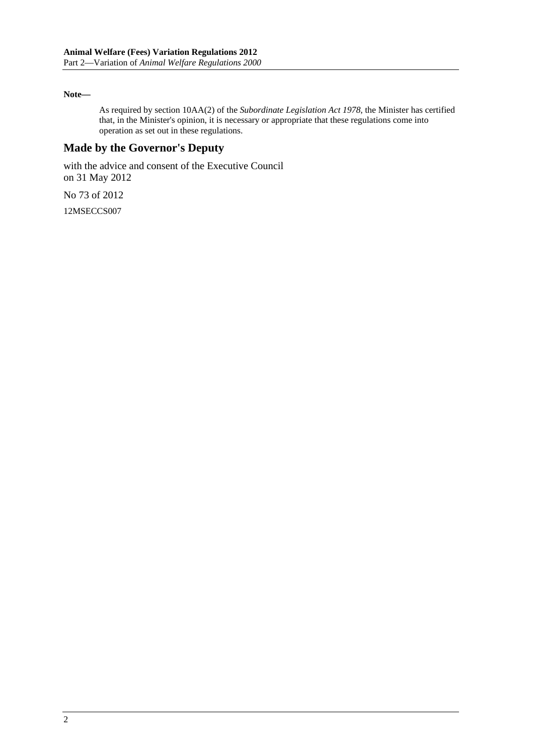**Note—**

As required by section 10AA(2) of the *Subordinate Legislation Act 1978*, the Minister has certified that, in the Minister's opinion, it is necessary or appropriate that these regulations come into operation as set out in these regulations.

## Made by the Governor's Deputy

with the advice and consent of the Executive Council on 31 May 2012

No 73 of 2012

12MSECCS007